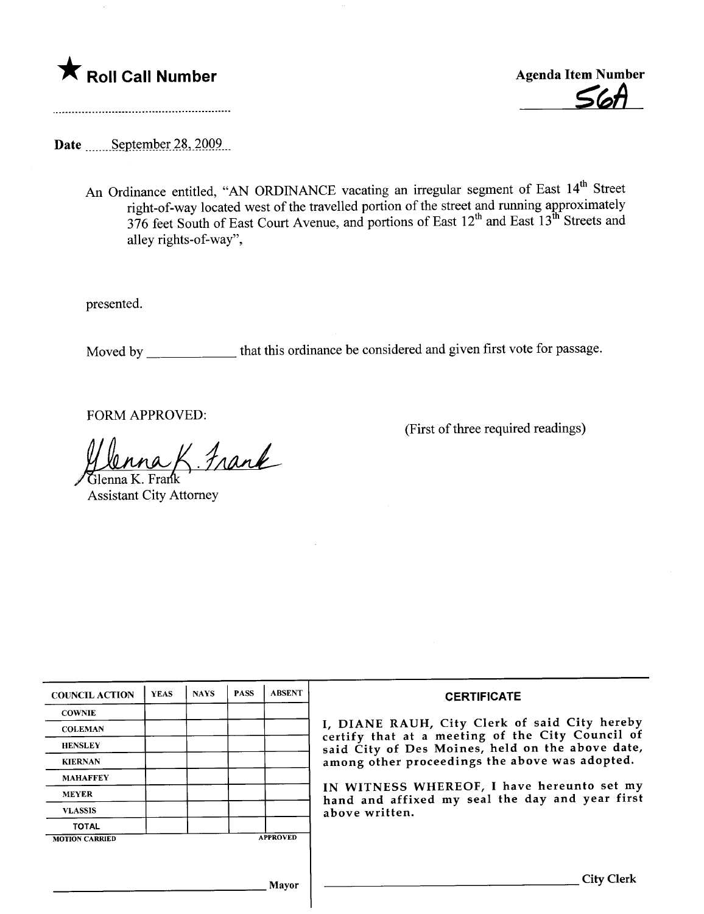★ **Roll Call Number**

**Agenda Item Number**
56A

Date September 28, 2009

An Ordinance entitled, "AN ORDINANCE vacating an irregular segment of East 14th Street right-of-way located west of the travelled portion of the street and running approximately 376 feet South of East Court Avenue, and portions of East 12th and East 13th Streets and alley rights-of-way",

presented.

Moved by ____________ that this ordinance be considered and given first vote for passage.

FORM APPROVED:

(First of three required readings)

Glenna K. Frank
Assistant City Attorney

| COUNCIL ACTION | YEAS | NAYS | PASS | ABSENT |
|---|---|---|---|---|
| COWNIE | | | | |
| COLEMAN | | | | |
| HENSLEY | | | | |
| KIERNAN | | | | |
| MAHAFFEY | | | | |
| MEYER | | | | |
| VLASSIS | | | | |
| TOTAL | | | | |
| MOTION CARRIED | | | | APPROVED |

_________________________ Mayor

**CERTIFICATE**

I, DIANE RAUH, City Clerk of said City hereby certify that at a meeting of the City Council of said City of Des Moines, held on the above date, among other proceedings the above was adopted.

IN WITNESS WHEREOF, I have hereunto set my hand and affixed my seal the day and year first above written.

_________________________ City Clerk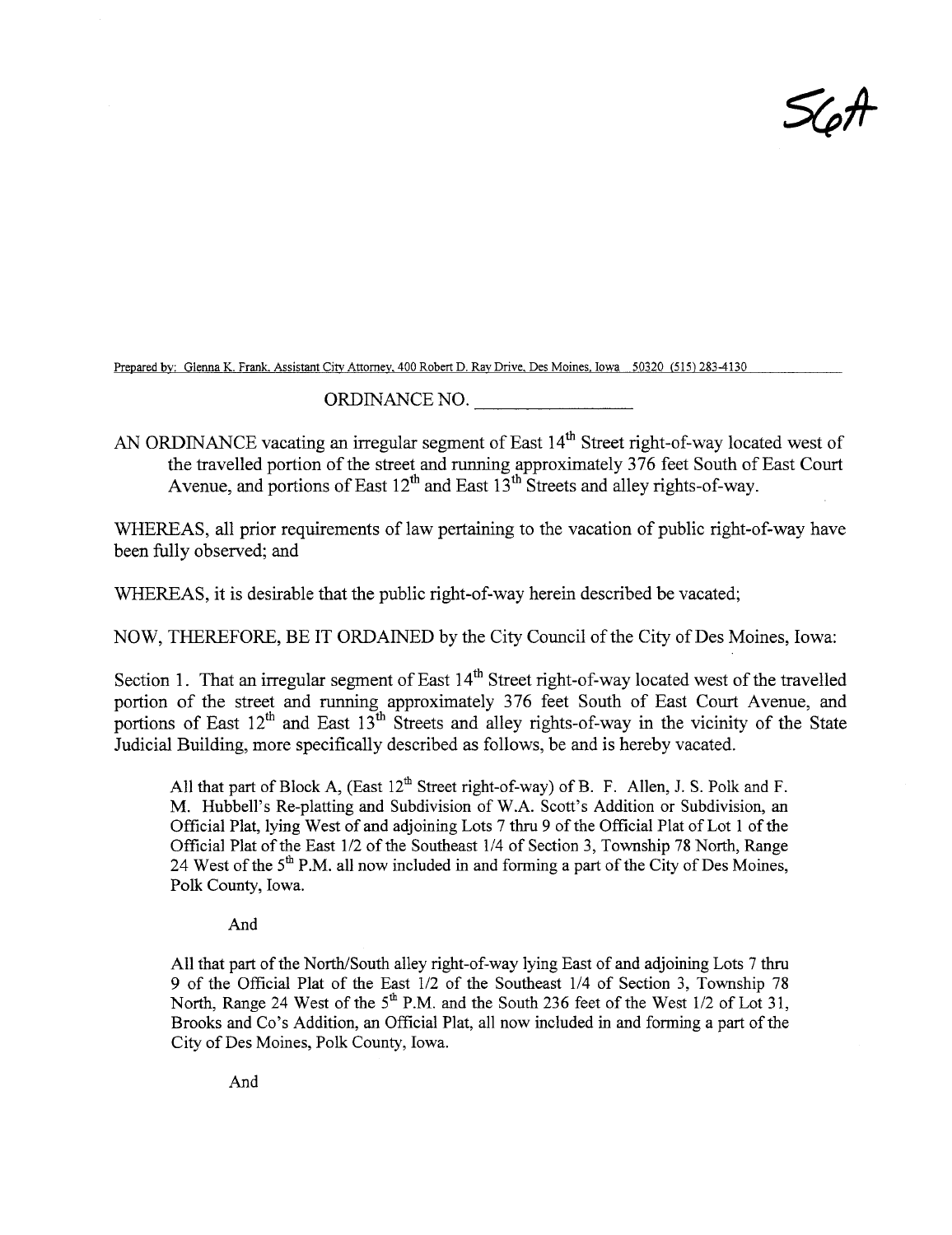56A

Prepared by: Glenna K. Frank, Assistant City Attorney, 400 Robert D. Ray Drive, Des Moines, Iowa 50320 (515) 283-4130

ORDINANCE NO. ______________

AN ORDINANCE vacating an irregular segment of East 14th Street right-of-way located west of the travelled portion of the street and running approximately 376 feet South of East Court Avenue, and portions of East 12th and East 13th Streets and alley rights-of-way.

WHEREAS, all prior requirements of law pertaining to the vacation of public right-of-way have been fully observed; and

WHEREAS, it is desirable that the public right-of-way herein described be vacated;

NOW, THEREFORE, BE IT ORDAINED by the City Council of the City of Des Moines, Iowa:

Section 1. That an irregular segment of East 14th Street right-of-way located west of the travelled portion of the street and running approximately 376 feet South of East Court Avenue, and portions of East 12th and East 13th Streets and alley rights-of-way in the vicinity of the State Judicial Building, more specifically described as follows, be and is hereby vacated.

> All that part of Block A, (East 12th Street right-of-way) of B. F. Allen, J. S. Polk and F. M. Hubbell's Re-platting and Subdivision of W.A. Scott's Addition or Subdivision, an Official Plat, lying West of and adjoining Lots 7 thru 9 of the Official Plat of Lot 1 of the Official Plat of the East 1/2 of the Southeast 1/4 of Section 3, Township 78 North, Range 24 West of the 5th P.M. all now included in and forming a part of the City of Des Moines, Polk County, Iowa.
>
> And
>
> All that part of the North/South alley right-of-way lying East of and adjoining Lots 7 thru 9 of the Official Plat of the East 1/2 of the Southeast 1/4 of Section 3, Township 78 North, Range 24 West of the 5th P.M. and the South 236 feet of the West 1/2 of Lot 31, Brooks and Co's Addition, an Official Plat, all now included in and forming a part of the City of Des Moines, Polk County, Iowa.
>
> And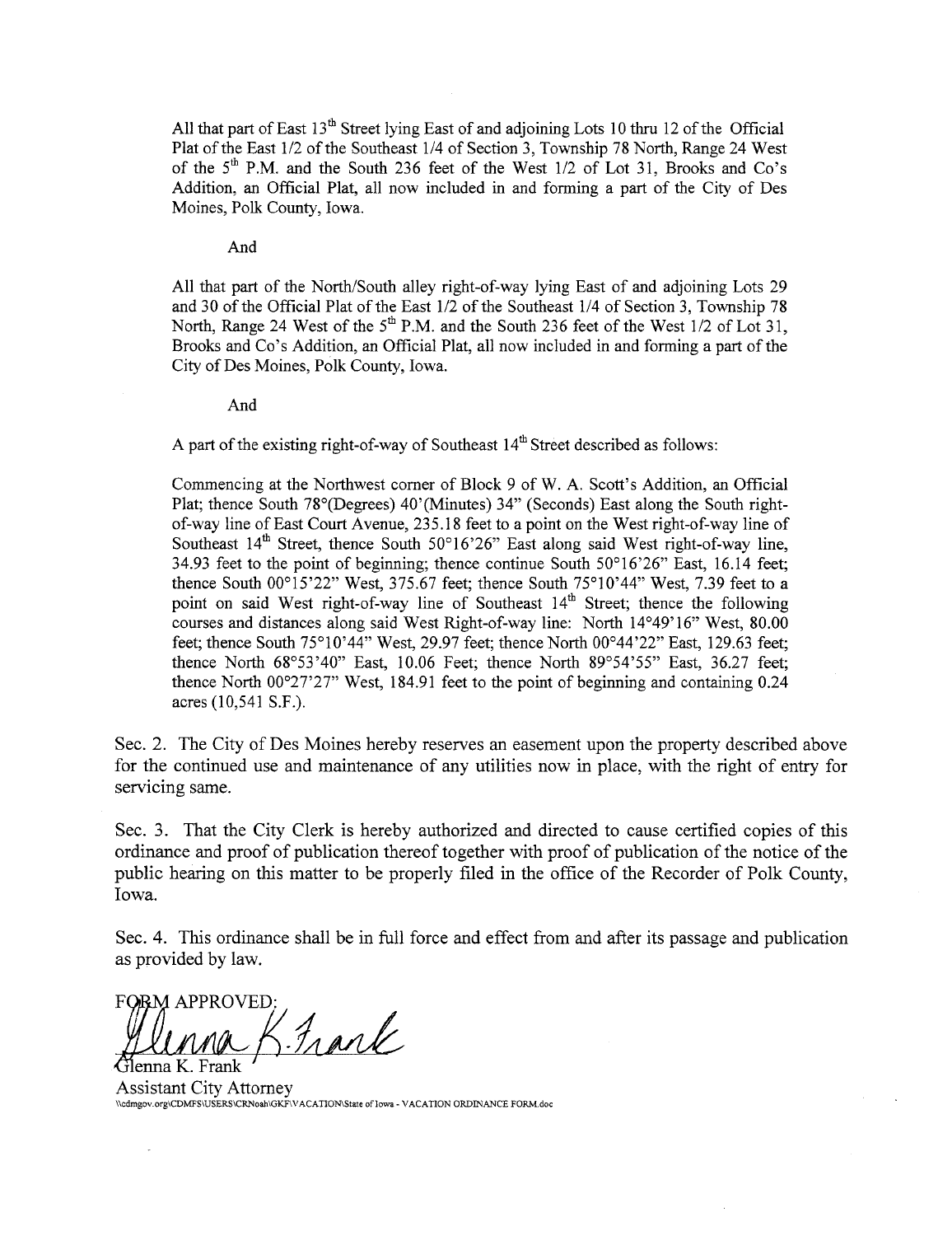All that part of East 13th Street lying East of and adjoining Lots 10 thru 12 of the Official Plat of the East 1/2 of the Southeast 1/4 of Section 3, Township 78 North, Range 24 West of the 5th P.M. and the South 236 feet of the West 1/2 of Lot 31, Brooks and Co's Addition, an Official Plat, all now included in and forming a part of the City of Des Moines, Polk County, Iowa.

And

All that part of the North/South alley right-of-way lying East of and adjoining Lots 29 and 30 of the Official Plat of the East 1/2 of the Southeast 1/4 of Section 3, Township 78 North, Range 24 West of the 5th P.M. and the South 236 feet of the West 1/2 of Lot 31, Brooks and Co's Addition, an Official Plat, all now included in and forming a part of the City of Des Moines, Polk County, Iowa.

And

A part of the existing right-of-way of Southeast 14th Street described as follows:

Commencing at the Northwest corner of Block 9 of W. A. Scott's Addition, an Official Plat; thence South 78°(Degrees) 40'(Minutes) 34" (Seconds) East along the South right-of-way line of East Court Avenue, 235.18 feet to a point on the West right-of-way line of Southeast 14th Street, thence South 50°16'26" East along said West right-of-way line, 34.93 feet to the point of beginning; thence continue South 50°16'26" East, 16.14 feet; thence South 00°15'22" West, 375.67 feet; thence South 75°10'44" West, 7.39 feet to a point on said West right-of-way line of Southeast 14th Street; thence the following courses and distances along said West Right-of-way line: North 14°49'16" West, 80.00 feet; thence South 75°10'44" West, 29.97 feet; thence North 00°44'22" East, 129.63 feet; thence North 68°53'40" East, 10.06 Feet; thence North 89°54'55" East, 36.27 feet; thence North 00°27'27" West, 184.91 feet to the point of beginning and containing 0.24 acres (10,541 S.F.).

Sec. 2. The City of Des Moines hereby reserves an easement upon the property described above for the continued use and maintenance of any utilities now in place, with the right of entry for servicing same.

Sec. 3. That the City Clerk is hereby authorized and directed to cause certified copies of this ordinance and proof of publication thereof together with proof of publication of the notice of the public hearing on this matter to be properly filed in the office of the Recorder of Polk County, Iowa.

Sec. 4. This ordinance shall be in full force and effect from and after its passage and publication as provided by law.

FORM APPROVED:

Glenna K. Frank
Assistant City Attorney

\\cdmgov.org\CDMFS\USERS\CRNoah\GKF\VACATION\State of Iowa - VACATION ORDINANCE FORM.doc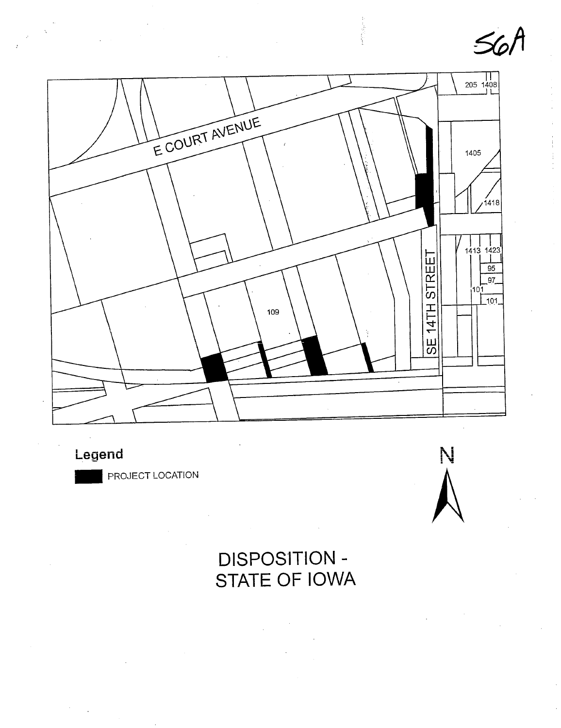56A

E COURT AVENUE

SE 14TH STREET

205 1408

1405

1418

1413 1423

95

97

101

101

109

**Legend**

PROJECT LOCATION

N

# DISPOSITION - STATE OF IOWA